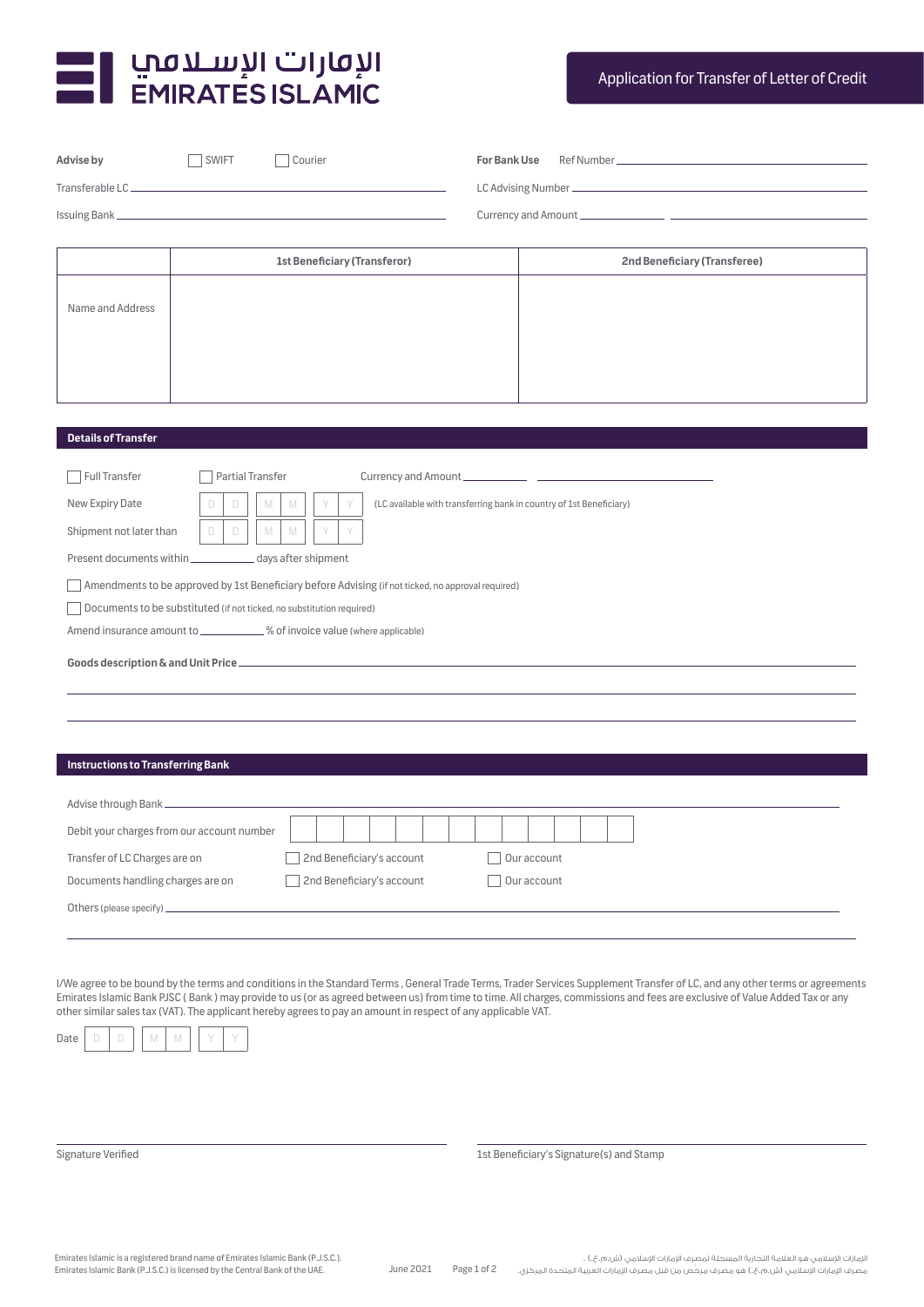الإمارات الإسلامي
EMIRATES ISLAMIC

# Application for Transfer of Letter of Credit

**Advise by** ☐ SWIFT ☐ Courier

Transferable LC ______________________

Issuing Bank ______________________

**For Bank Use** Ref Number ______________________

LC Advising Number ______________________

Currency and Amount __________ ______________________

| | 1st Beneficiary (Transferor) | 2nd Beneficiary (Transferee) |
|---|---|---|
| Name and Address | | |

## Details of Transfer

☐ Full Transfer ☐ Partial Transfer Currency and Amount __________ ______________________

New Expiry Date D D M M Y Y (LC available with transferring bank in country of 1st Beneficiary)

Shipment not later than D D M M Y Y

Present documents within __________ days after shipment

☐ Amendments to be approved by 1st Beneficiary before Advising (if not ticked, no approval required)

☐ Documents to be substituted (if not ticked, no substitution required)

Amend insurance amount to __________ % of invoice value (where applicable)

**Goods description & and Unit Price** ______________________

______________________

______________________

## Instructions to Transferring Bank

Advise through Bank ______________________

Debit your charges from our account number ☐☐☐☐☐☐☐☐☐☐☐☐☐

Transfer of LC Charges are on ☐ 2nd Beneficiary's account ☐ Our account

Documents handling charges are on ☐ 2nd Beneficiary's account ☐ Our account

Others (please specify) ______________________

______________________

I/We agree to be bound by the terms and conditions in the Standard Terms , General Trade Terms, Trader Services Supplement Transfer of LC, and any other terms or agreements Emirates Islamic Bank PJSC ( Bank ) may provide to us (or as agreed between us) from time to time. All charges, commissions and fees are exclusive of Value Added Tax or any other similar sales tax (VAT). The applicant hereby agrees to pay an amount in respect of any applicable VAT.

Date D D M M Y Y

______________________ ______________________

Signature Verified 1st Beneficiary's Signature(s) and Stamp

Emirates Islamic is a registered brand name of Emirates Islamic Bank (P.J.S.C.).
Emirates Islamic Bank (P.J.S.C.) is licensed by the Central Bank of the UAE.

June 2021

الإمارات الإسلامي هو العلامة التجارية المسجلة لمصرف الإمارات الإسلامي (ش.م.ع.) .
مصرف الإمارات الإسلامي (ش.م.ع.) هو مصرف مرخص من قبل مصرف الإمارات العربية المتحدة المركزي.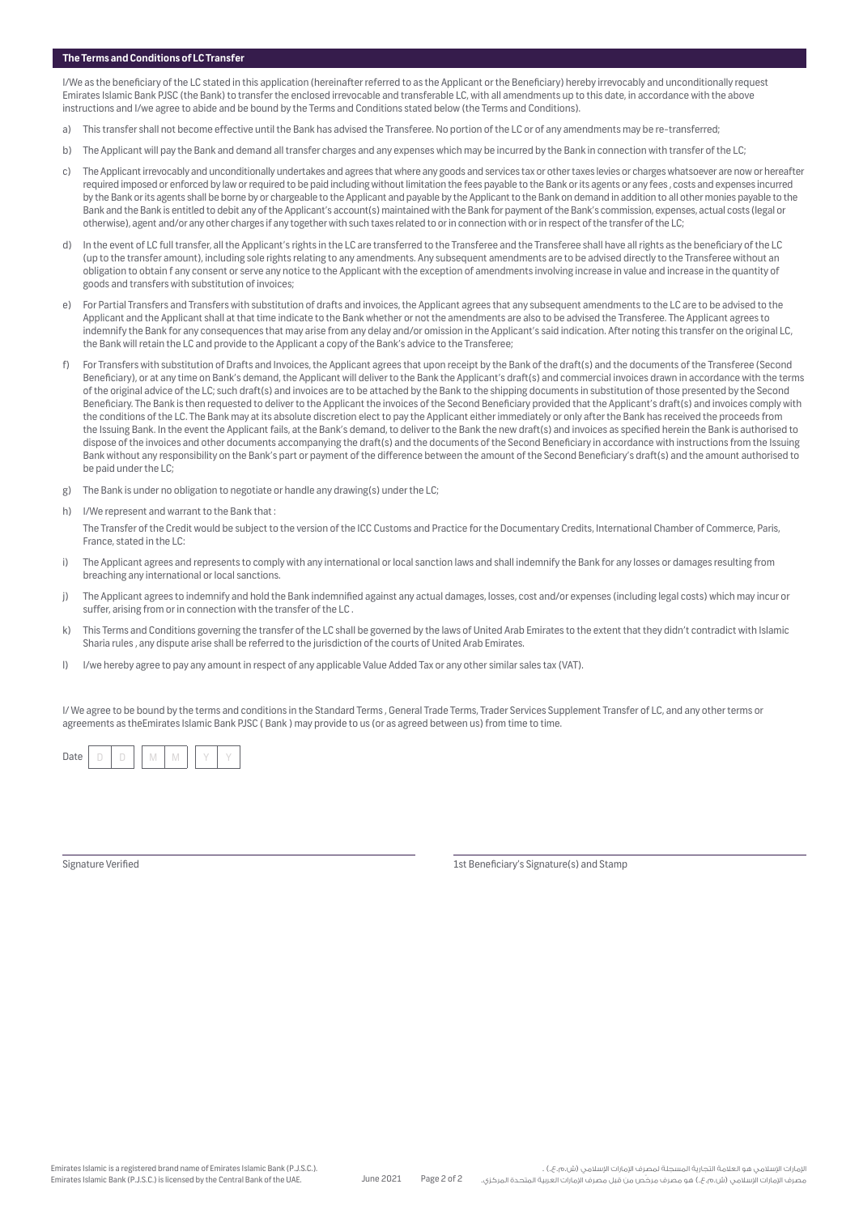## The Terms and Conditions of LC Transfer

I/We as the beneficiary of the LC stated in this application (hereinafter referred to as the Applicant or the Beneficiary) hereby irrevocably and unconditionally request Emirates Islamic Bank PJSC (the Bank) to transfer the enclosed irrevocable and transferable LC, with all amendments up to this date, in accordance with the above instructions and I/we agree to abide and be bound by the Terms and Conditions stated below (the Terms and Conditions).

a) This transfer shall not become effective until the Bank has advised the Transferee. No portion of the LC or of any amendments may be re-transferred;

b) The Applicant will pay the Bank and demand all transfer charges and any expenses which may be incurred by the Bank in connection with transfer of the LC;

c) The Applicant irrevocably and unconditionally undertakes and agrees that where any goods and services tax or other taxes levies or charges whatsoever are now or hereafter required imposed or enforced by law or required to be paid including without limitation the fees payable to the Bank or its agents or any fees , costs and expenses incurred by the Bank or its agents shall be borne by or chargeable to the Applicant and payable by the Applicant to the Bank on demand in addition to all other monies payable to the Bank and the Bank is entitled to debit any of the Applicant's account(s) maintained with the Bank for payment of the Bank's commission, expenses, actual costs (legal or otherwise), agent and/or any other charges if any together with such taxes related to or in connection with or in respect of the transfer of the LC;

d) In the event of LC full transfer, all the Applicant's rights in the LC are transferred to the Transferee and the Transferee shall have all rights as the beneficiary of the LC (up to the transfer amount), including sole rights relating to any amendments. Any subsequent amendments are to be advised directly to the Transferee without an obligation to obtain f any consent or serve any notice to the Applicant with the exception of amendments involving increase in value and increase in the quantity of goods and transfers with substitution of invoices;

e) For Partial Transfers and Transfers with substitution of drafts and invoices, the Applicant agrees that any subsequent amendments to the LC are to be advised to the Applicant and the Applicant shall at that time indicate to the Bank whether or not the amendments are also to be advised the Transferee. The Applicant agrees to indemnify the Bank for any consequences that may arise from any delay and/or omission in the Applicant's said indication. After noting this transfer on the original LC, the Bank will retain the LC and provide to the Applicant a copy of the Bank's advice to the Transferee;

f) For Transfers with substitution of Drafts and Invoices, the Applicant agrees that upon receipt by the Bank of the draft(s) and the documents of the Transferee (Second Beneficiary), or at any time on Bank's demand, the Applicant will deliver to the Bank the Applicant's draft(s) and commercial invoices drawn in accordance with the terms of the original advice of the LC; such draft(s) and invoices are to be attached by the Bank to the shipping documents in substitution of those presented by the Second Beneficiary. The Bank is then requested to deliver to the Applicant the invoices of the Second Beneficiary provided that the Applicant's draft(s) and invoices comply with the conditions of the LC. The Bank may at its absolute discretion elect to pay the Applicant either immediately or only after the Bank has received the proceeds from the Issuing Bank. In the event the Applicant fails, at the Bank's demand, to deliver to the Bank the new draft(s) and invoices as specified herein the Bank is authorised to dispose of the invoices and other documents accompanying the draft(s) and the documents of the Second Beneficiary in accordance with instructions from the Issuing Bank without any responsibility on the Bank's part or payment of the difference between the amount of the Second Beneficiary's draft(s) and the amount authorised to be paid under the LC;

g) The Bank is under no obligation to negotiate or handle any drawing(s) under the LC;

h) I/We represent and warrant to the Bank that :

The Transfer of the Credit would be subject to the version of the ICC Customs and Practice for the Documentary Credits, International Chamber of Commerce, Paris, France, stated in the LC:

i) The Applicant agrees and represents to comply with any international or local sanction laws and shall indemnify the Bank for any losses or damages resulting from breaching any international or local sanctions.

j) The Applicant agrees to indemnify and hold the Bank indemnified against any actual damages, losses, cost and/or expenses (including legal costs) which may incur or suffer, arising from or in connection with the transfer of the LC .

k) This Terms and Conditions governing the transfer of the LC shall be governed by the laws of United Arab Emirates to the extent that they didn't contradict with Islamic Sharia rules , any dispute arise shall be referred to the jurisdiction of the courts of United Arab Emirates.

l) I/we hereby agree to pay any amount in respect of any applicable Value Added Tax or any other similar sales tax (VAT).

I/ We agree to be bound by the terms and conditions in the Standard Terms , General Trade Terms, Trader Services Supplement Transfer of LC, and any other terms or agreements as theEmirates Islamic Bank PJSC ( Bank ) may provide to us (or as agreed between us) from time to time.

Date | D | D | | M | M | | Y | Y |

Signature Verified

1st Beneficiary's Signature(s) and Stamp

Emirates Islamic is a registered brand name of Emirates Islamic Bank (P.J.S.C.).
Emirates Islamic Bank (P.J.S.C.) is licensed by the Central Bank of the UAE.

June 2021

الإمارات الإسلامي هو العلامة التجارية المسجلة لمصرف الإمارات الإسلامي (ش.م.ع.) .
مصرف الإمارات الإسلامي (ش.م.ع.) هو مصرف مرخص من قبل مصرف الإمارات العربية المتحدة المركزي.